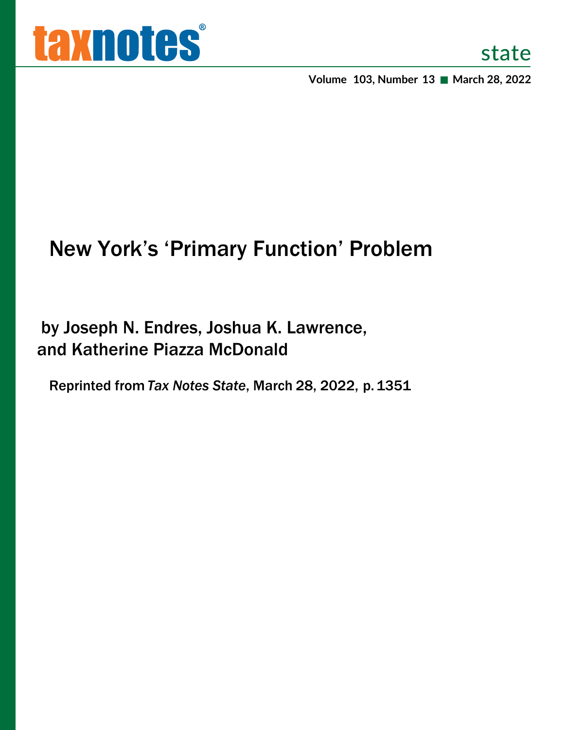# New York's 'Primary Function' Problem

by Joseph N. Endres, Joshua K. Lawrence, and Katherine Piazza McDonald

Reprinted from *Tax Notes State*, March 28, 2022, p. 1351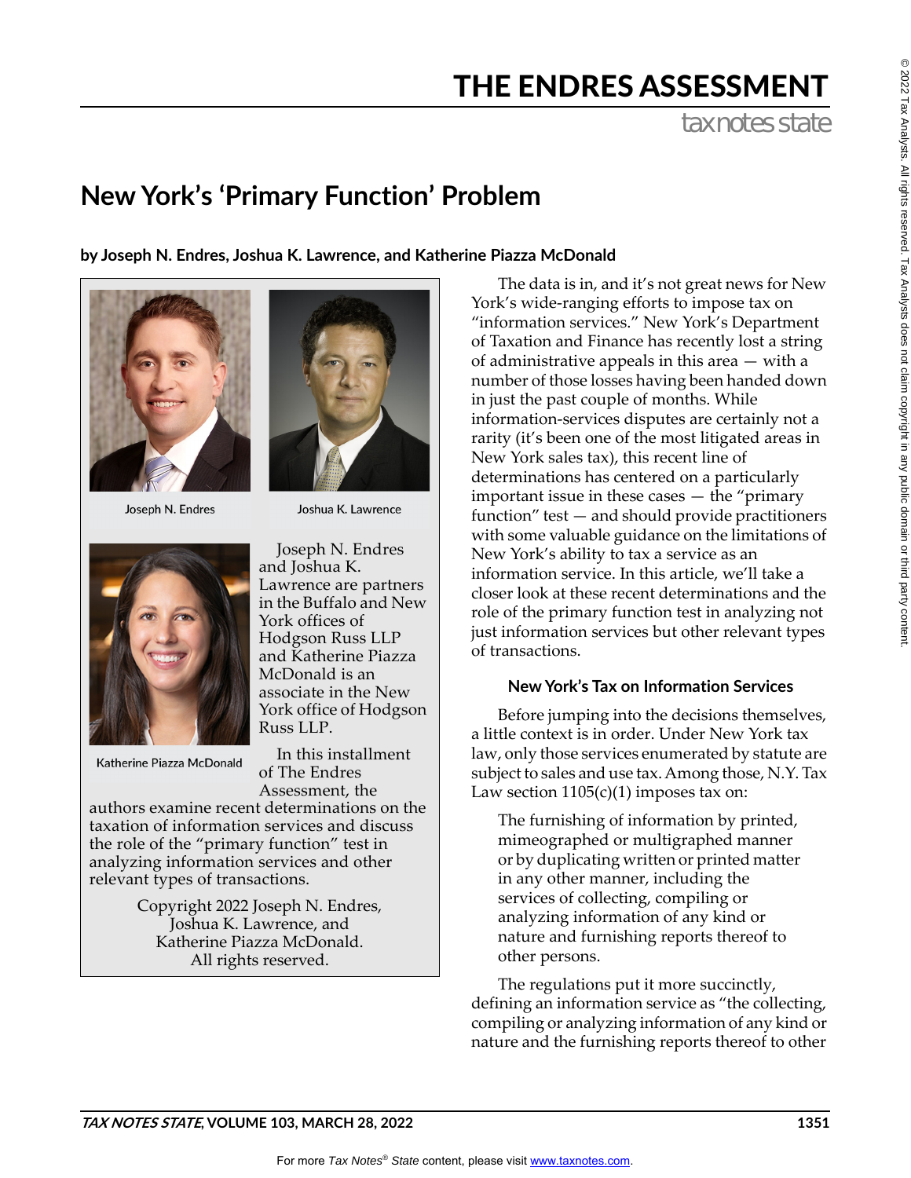# THE ENDRES ASSESSMENT

tax notes state

## New York's 'Primary Function' Problem

**by Joseph N. Endres, Joshua K. Lawrence, and Katherine Piazza McDonald**

Joseph N. Endres

Joshua K. Lawrence

Katherine Piazza McDonald

Joseph N. Endres and Joshua K. Lawrence are partners in the Buffalo and New York offices of Hodgson Russ LLP and Katherine Piazza McDonald is an associate in the New York office of Hodgson Russ LLP.

In this installment of The Endres Assessment, the authors examine recent determinations on the taxation of information services and discuss the role of the "primary function" test in analyzing information services and other relevant types of transactions.

Copyright 2022 Joseph N. Endres, Joshua K. Lawrence, and Katherine Piazza McDonald. All rights reserved.

The data is in, and it's not great news for New York's wide-ranging efforts to impose tax on "information services." New York's Department of Taxation and Finance has recently lost a string of administrative appeals in this area — with a number of those losses having been handed down in just the past couple of months. While information-services disputes are certainly not a rarity (it's been one of the most litigated areas in New York sales tax), this recent line of determinations has centered on a particularly important issue in these cases — the "primary function" test — and should provide practitioners with some valuable guidance on the limitations of New York's ability to tax a service as an information service. In this article, we'll take a closer look at these recent determinations and the role of the primary function test in analyzing not just information services but other relevant types of transactions.

### New York's Tax on Information Services

Before jumping into the decisions themselves, a little context is in order. Under New York tax law, only those services enumerated by statute are subject to sales and use tax. Among those, N.Y. Tax Law section 1105(c)(1) imposes tax on:

> The furnishing of information by printed, mimeographed or multigraphed manner or by duplicating written or printed matter in any other manner, including the services of collecting, compiling or analyzing information of any kind or nature and furnishing reports thereof to other persons.

The regulations put it more succinctly, defining an information service as "the collecting, compiling or analyzing information of any kind or nature and the furnishing reports thereof to other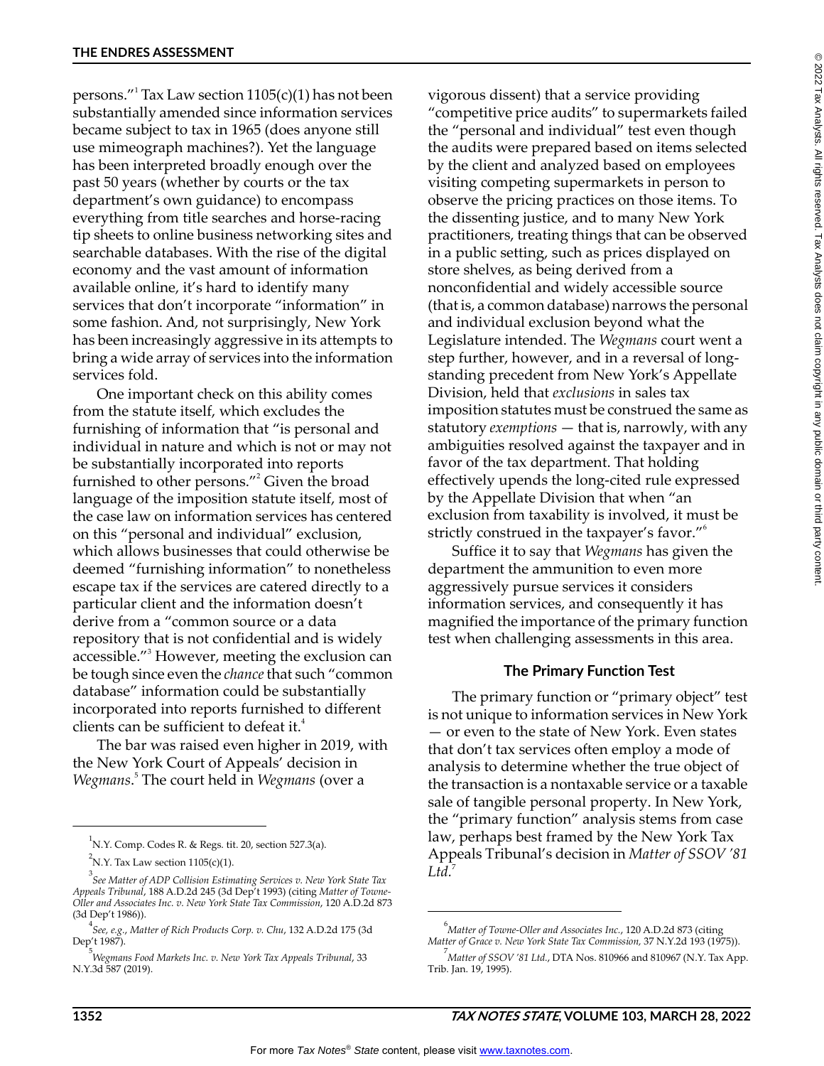persons."[1] Tax Law section 1105(c)(1) has not been substantially amended since information services became subject to tax in 1965 (does anyone still use mimeograph machines?). Yet the language has been interpreted broadly enough over the past 50 years (whether by courts or the tax department's own guidance) to encompass everything from title searches and horse-racing tip sheets to online business networking sites and searchable databases. With the rise of the digital economy and the vast amount of information available online, it's hard to identify many services that don't incorporate "information" in some fashion. And, not surprisingly, New York has been increasingly aggressive in its attempts to bring a wide array of services into the information services fold.

One important check on this ability comes from the statute itself, which excludes the furnishing of information that "is personal and individual in nature and which is not or may not be substantially incorporated into reports furnished to other persons."[2] Given the broad language of the imposition statute itself, most of the case law on information services has centered on this "personal and individual" exclusion, which allows businesses that could otherwise be deemed "furnishing information" to nonetheless escape tax if the services are catered directly to a particular client and the information doesn't derive from a "common source or a data repository that is not confidential and is widely accessible."[3] However, meeting the exclusion can be tough since even the *chance* that such "common database" information could be substantially incorporated into reports furnished to different clients can be sufficient to defeat it.[4]

The bar was raised even higher in 2019, with the New York Court of Appeals' decision in *Wegmans*.[5] The court held in *Wegmans* (over a vigorous dissent) that a service providing "competitive price audits" to supermarkets failed the "personal and individual" test even though the audits were prepared based on items selected by the client and analyzed based on employees visiting competing supermarkets in person to observe the pricing practices on those items. To the dissenting justice, and to many New York practitioners, treating things that can be observed in a public setting, such as prices displayed on store shelves, as being derived from a nonconfidential and widely accessible source (that is, a common database) narrows the personal and individual exclusion beyond what the Legislature intended. The *Wegmans* court went a step further, however, and in a reversal of long-standing precedent from New York's Appellate Division, held that *exclusions* in sales tax imposition statutes must be construed the same as statutory *exemptions* — that is, narrowly, with any ambiguities resolved against the taxpayer and in favor of the tax department. That holding effectively upends the long-cited rule expressed by the Appellate Division that when "an exclusion from taxability is involved, it must be strictly construed in the taxpayer's favor."[6]

Suffice it to say that *Wegmans* has given the department the ammunition to even more aggressively pursue services it considers information services, and consequently it has magnified the importance of the primary function test when challenging assessments in this area.

## The Primary Function Test

The primary function or "primary object" test is not unique to information services in New York — or even to the state of New York. Even states that don't tax services often employ a mode of analysis to determine whether the true object of the transaction is a nontaxable service or a taxable sale of tangible personal property. In New York, the "primary function" analysis stems from case law, perhaps best framed by the New York Tax Appeals Tribunal's decision in *Matter of SSOV '81 Ltd.*[7]

---

[1] N.Y. Comp. Codes R. & Regs. tit. 20, section 527.3(a).

[2] N.Y. Tax Law section 1105(c)(1).

[3] *See Matter of ADP Collision Estimating Services v. New York State Tax Appeals Tribunal*, 188 A.D.2d 245 (3d Dep't 1993) (citing *Matter of Towne-Oller and Associates Inc. v. New York State Tax Commission*, 120 A.D.2d 873 (3d Dep't 1986)).

[4] *See, e.g.*, *Matter of Rich Products Corp. v. Chu*, 132 A.D.2d 175 (3d Dep't 1987).

[5] *Wegmans Food Markets Inc. v. New York Tax Appeals Tribunal*, 33 N.Y.3d 587 (2019).

[6] *Matter of Towne-Oller and Associates Inc.*, 120 A.D.2d 873 (citing *Matter of Grace v. New York State Tax Commission*, 37 N.Y.2d 193 (1975)).

[7] *Matter of SSOV '81 Ltd.*, DTA Nos. 810966 and 810967 (N.Y. Tax App. Trib. Jan. 19, 1995).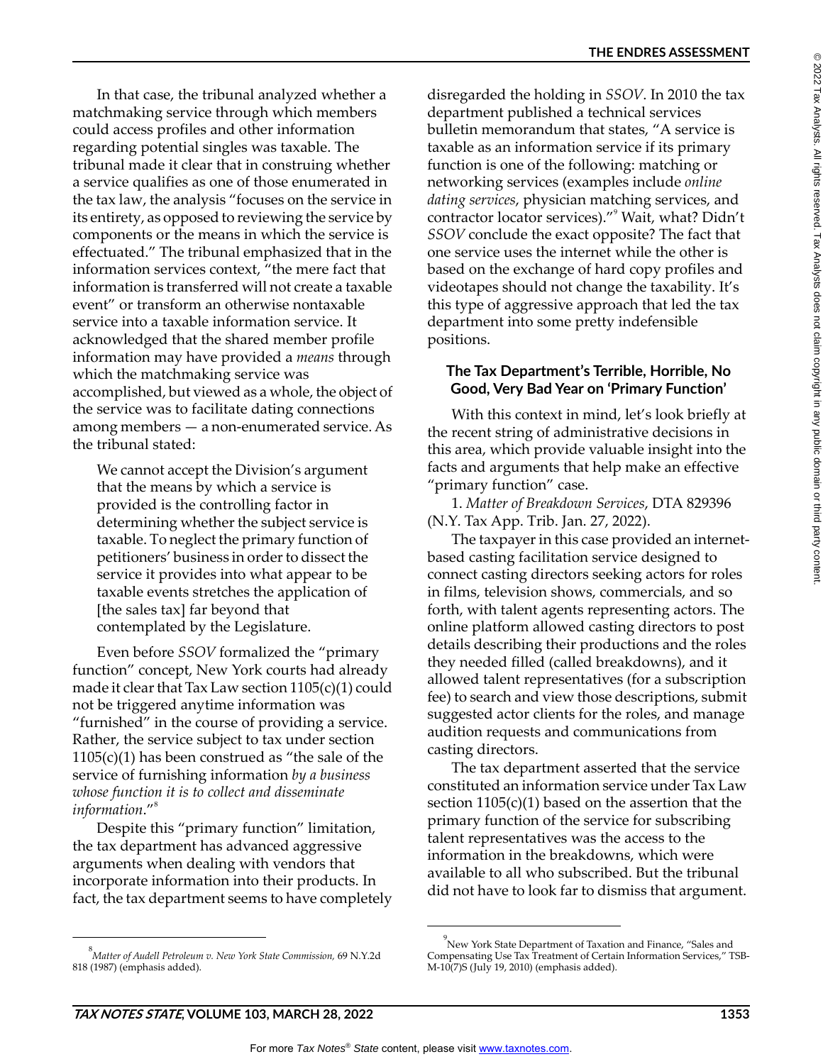In that case, the tribunal analyzed whether a matchmaking service through which members could access profiles and other information regarding potential singles was taxable. The tribunal made it clear that in construing whether a service qualifies as one of those enumerated in the tax law, the analysis "focuses on the service in its entirety, as opposed to reviewing the service by components or the means in which the service is effectuated." The tribunal emphasized that in the information services context, "the mere fact that information is transferred will not create a taxable event" or transform an otherwise nontaxable service into a taxable information service. It acknowledged that the shared member profile information may have provided a *means* through which the matchmaking service was accomplished, but viewed as a whole, the object of the service was to facilitate dating connections among members — a non-enumerated service. As the tribunal stated:

> We cannot accept the Division's argument that the means by which a service is provided is the controlling factor in determining whether the subject service is taxable. To neglect the primary function of petitioners' business in order to dissect the service it provides into what appear to be taxable events stretches the application of [the sales tax] far beyond that contemplated by the Legislature.

Even before *SSOV* formalized the "primary function" concept, New York courts had already made it clear that Tax Law section 1105(c)(1) could not be triggered anytime information was "furnished" in the course of providing a service. Rather, the service subject to tax under section 1105(c)(1) has been construed as "the sale of the service of furnishing information *by a business whose function it is to collect and disseminate information*."[8]

Despite this "primary function" limitation, the tax department has advanced aggressive arguments when dealing with vendors that incorporate information into their products. In fact, the tax department seems to have completely disregarded the holding in *SSOV*. In 2010 the tax department published a technical services bulletin memorandum that states, "A service is taxable as an information service if its primary function is one of the following: matching or networking services (examples include *online dating services*, physician matching services, and contractor locator services)."[9] Wait, what? Didn't *SSOV* conclude the exact opposite? The fact that one service uses the internet while the other is based on the exchange of hard copy profiles and videotapes should not change the taxability. It's this type of aggressive approach that led the tax department into some pretty indefensible positions.

## The Tax Department's Terrible, Horrible, No Good, Very Bad Year on 'Primary Function'

With this context in mind, let's look briefly at the recent string of administrative decisions in this area, which provide valuable insight into the facts and arguments that help make an effective "primary function" case.

1. *Matter of Breakdown Services*, DTA 829396 (N.Y. Tax App. Trib. Jan. 27, 2022).

The taxpayer in this case provided an internet-based casting facilitation service designed to connect casting directors seeking actors for roles in films, television shows, commercials, and so forth, with talent agents representing actors. The online platform allowed casting directors to post details describing their productions and the roles they needed filled (called breakdowns), and it allowed talent representatives (for a subscription fee) to search and view those descriptions, submit suggested actor clients for the roles, and manage audition requests and communications from casting directors.

The tax department asserted that the service constituted an information service under Tax Law section 1105(c)(1) based on the assertion that the primary function of the service for subscribing talent representatives was the access to the information in the breakdowns, which were available to all who subscribed. But the tribunal did not have to look far to dismiss that argument.

---

[8] *Matter of Audell Petroleum v. New York State Commission,* 69 N.Y.2d 818 (1987) (emphasis added).

[9] New York State Department of Taxation and Finance, "Sales and Compensating Use Tax Treatment of Certain Information Services," TSB-M-10(7)S (July 19, 2010) (emphasis added).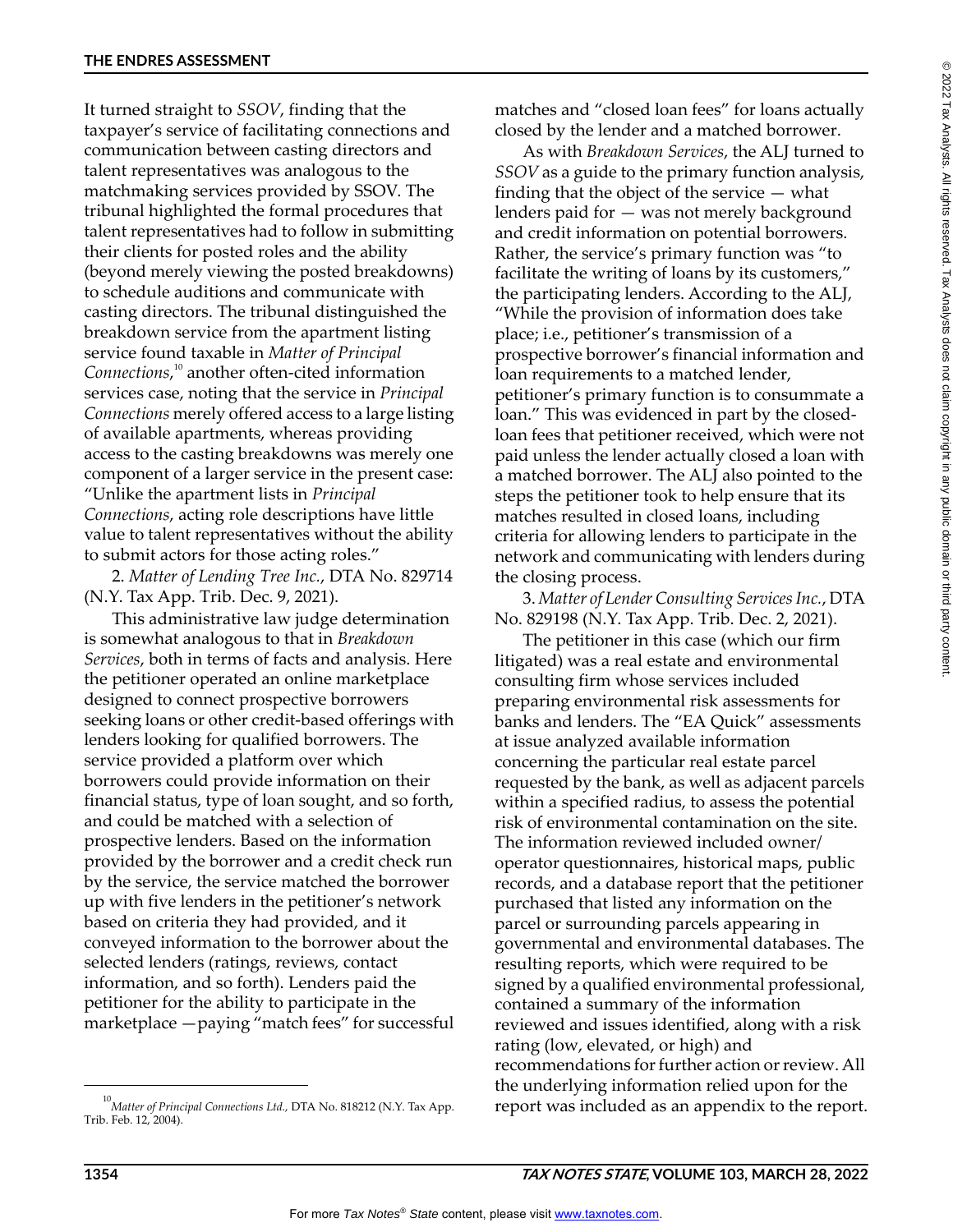It turned straight to *SSOV*, finding that the taxpayer's service of facilitating connections and communication between casting directors and talent representatives was analogous to the matchmaking services provided by SSOV. The tribunal highlighted the formal procedures that talent representatives had to follow in submitting their clients for posted roles and the ability (beyond merely viewing the posted breakdowns) to schedule auditions and communicate with casting directors. The tribunal distinguished the breakdown service from the apartment listing service found taxable in *Matter of Principal Connections*,[10] another often-cited information services case, noting that the service in *Principal Connections* merely offered access to a large listing of available apartments, whereas providing access to the casting breakdowns was merely one component of a larger service in the present case: "Unlike the apartment lists in *Principal Connections*, acting role descriptions have little value to talent representatives without the ability to submit actors for those acting roles."

2. *Matter of Lending Tree Inc.*, DTA No. 829714 (N.Y. Tax App. Trib. Dec. 9, 2021).

This administrative law judge determination is somewhat analogous to that in *Breakdown Services*, both in terms of facts and analysis. Here the petitioner operated an online marketplace designed to connect prospective borrowers seeking loans or other credit-based offerings with lenders looking for qualified borrowers. The service provided a platform over which borrowers could provide information on their financial status, type of loan sought, and so forth, and could be matched with a selection of prospective lenders. Based on the information provided by the borrower and a credit check run by the service, the service matched the borrower up with five lenders in the petitioner's network based on criteria they had provided, and it conveyed information to the borrower about the selected lenders (ratings, reviews, contact information, and so forth). Lenders paid the petitioner for the ability to participate in the marketplace —paying "match fees" for successful matches and "closed loan fees" for loans actually closed by the lender and a matched borrower.

As with *Breakdown Services*, the ALJ turned to *SSOV* as a guide to the primary function analysis, finding that the object of the service — what lenders paid for — was not merely background and credit information on potential borrowers. Rather, the service's primary function was "to facilitate the writing of loans by its customers," the participating lenders. According to the ALJ, "While the provision of information does take place; i.e., petitioner's transmission of a prospective borrower's financial information and loan requirements to a matched lender, petitioner's primary function is to consummate a loan." This was evidenced in part by the closed-loan fees that petitioner received, which were not paid unless the lender actually closed a loan with a matched borrower. The ALJ also pointed to the steps the petitioner took to help ensure that its matches resulted in closed loans, including criteria for allowing lenders to participate in the network and communicating with lenders during the closing process.

3. *Matter of Lender Consulting Services Inc.*, DTA No. 829198 (N.Y. Tax App. Trib. Dec. 2, 2021).

The petitioner in this case (which our firm litigated) was a real estate and environmental consulting firm whose services included preparing environmental risk assessments for banks and lenders. The "EA Quick" assessments at issue analyzed available information concerning the particular real estate parcel requested by the bank, as well as adjacent parcels within a specified radius, to assess the potential risk of environmental contamination on the site. The information reviewed included owner/operator questionnaires, historical maps, public records, and a database report that the petitioner purchased that listed any information on the parcel or surrounding parcels appearing in governmental and environmental databases. The resulting reports, which were required to be signed by a qualified environmental professional, contained a summary of the information reviewed and issues identified, along with a risk rating (low, elevated, or high) and recommendations for further action or review. All the underlying information relied upon for the report was included as an appendix to the report.

[10] *Matter of Principal Connections Ltd.*, DTA No. 818212 (N.Y. Tax App. Trib. Feb. 12, 2004).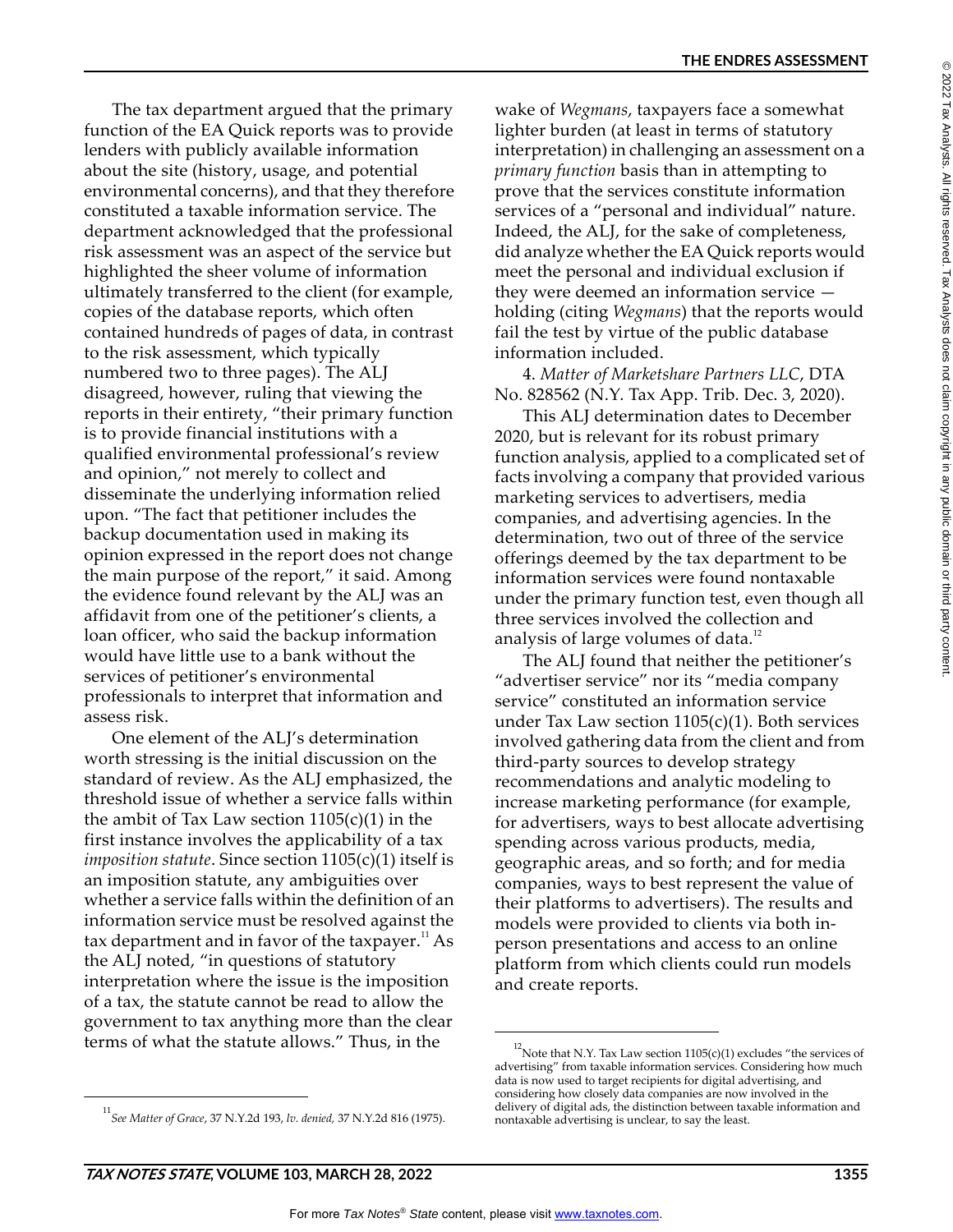The tax department argued that the primary function of the EA Quick reports was to provide lenders with publicly available information about the site (history, usage, and potential environmental concerns), and that they therefore constituted a taxable information service. The department acknowledged that the professional risk assessment was an aspect of the service but highlighted the sheer volume of information ultimately transferred to the client (for example, copies of the database reports, which often contained hundreds of pages of data, in contrast to the risk assessment, which typically numbered two to three pages). The ALJ disagreed, however, ruling that viewing the reports in their entirety, "their primary function is to provide financial institutions with a qualified environmental professional's review and opinion," not merely to collect and disseminate the underlying information relied upon. "The fact that petitioner includes the backup documentation used in making its opinion expressed in the report does not change the main purpose of the report," it said. Among the evidence found relevant by the ALJ was an affidavit from one of the petitioner's clients, a loan officer, who said the backup information would have little use to a bank without the services of petitioner's environmental professionals to interpret that information and assess risk.

One element of the ALJ's determination worth stressing is the initial discussion on the standard of review. As the ALJ emphasized, the threshold issue of whether a service falls within the ambit of Tax Law section 1105(c)(1) in the first instance involves the applicability of a tax *imposition statute*. Since section 1105(c)(1) itself is an imposition statute, any ambiguities over whether a service falls within the definition of an information service must be resolved against the tax department and in favor of the taxpayer.[11] As the ALJ noted, "in questions of statutory interpretation where the issue is the imposition of a tax, the statute cannot be read to allow the government to tax anything more than the clear terms of what the statute allows." Thus, in the wake of *Wegmans*, taxpayers face a somewhat lighter burden (at least in terms of statutory interpretation) in challenging an assessment on a *primary function* basis than in attempting to prove that the services constitute information services of a "personal and individual" nature. Indeed, the ALJ, for the sake of completeness, did analyze whether the EA Quick reports would meet the personal and individual exclusion if they were deemed an information service — holding (citing *Wegmans*) that the reports would fail the test by virtue of the public database information included.

4. *Matter of Marketshare Partners LLC*, DTA No. 828562 (N.Y. Tax App. Trib. Dec. 3, 2020).

This ALJ determination dates to December 2020, but is relevant for its robust primary function analysis, applied to a complicated set of facts involving a company that provided various marketing services to advertisers, media companies, and advertising agencies. In the determination, two out of three of the service offerings deemed by the tax department to be information services were found nontaxable under the primary function test, even though all three services involved the collection and analysis of large volumes of data.[12]

The ALJ found that neither the petitioner's "advertiser service" nor its "media company service" constituted an information service under Tax Law section 1105(c)(1). Both services involved gathering data from the client and from third-party sources to develop strategy recommendations and analytic modeling to increase marketing performance (for example, for advertisers, ways to best allocate advertising spending across various products, media, geographic areas, and so forth; and for media companies, ways to best represent the value of their platforms to advertisers). The results and models were provided to clients via both in-person presentations and access to an online platform from which clients could run models and create reports.

---

[11] *See Matter of Grace*, 37 N.Y.2d 193, *lv. denied,* 37 N.Y.2d 816 (1975).

[12] Note that N.Y. Tax Law section 1105(c)(1) excludes "the services of advertising" from taxable information services. Considering how much data is now used to target recipients for digital advertising, and considering how closely data companies are now involved in the delivery of digital ads, the distinction between taxable information and nontaxable advertising is unclear, to say the least.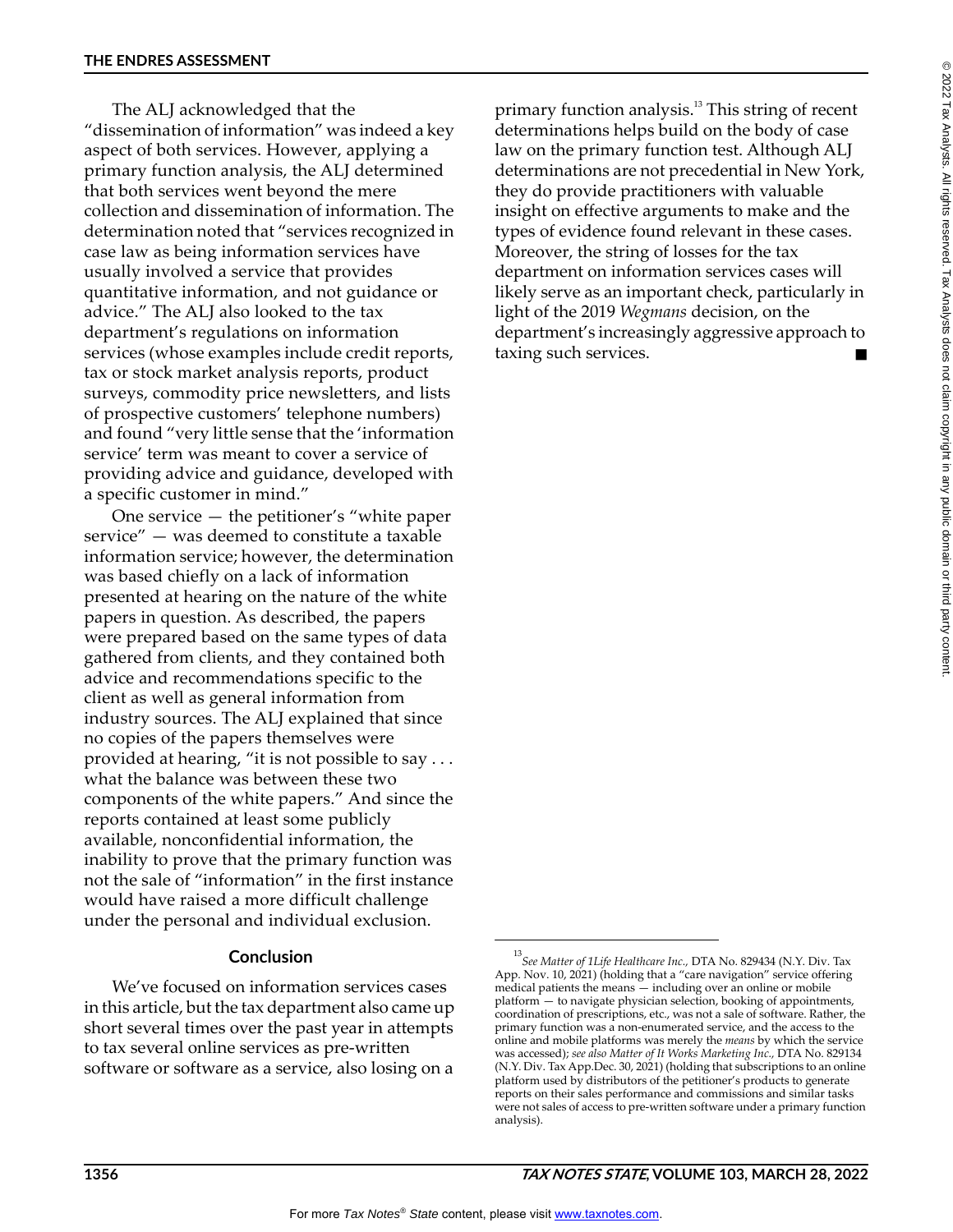The ALJ acknowledged that the "dissemination of information" was indeed a key aspect of both services. However, applying a primary function analysis, the ALJ determined that both services went beyond the mere collection and dissemination of information. The determination noted that "services recognized in case law as being information services have usually involved a service that provides quantitative information, and not guidance or advice." The ALJ also looked to the tax department's regulations on information services (whose examples include credit reports, tax or stock market analysis reports, product surveys, commodity price newsletters, and lists of prospective customers' telephone numbers) and found "very little sense that the 'information service' term was meant to cover a service of providing advice and guidance, developed with a specific customer in mind."

One service — the petitioner's "white paper service" — was deemed to constitute a taxable information service; however, the determination was based chiefly on a lack of information presented at hearing on the nature of the white papers in question. As described, the papers were prepared based on the same types of data gathered from clients, and they contained both advice and recommendations specific to the client as well as general information from industry sources. The ALJ explained that since no copies of the papers themselves were provided at hearing, "it is not possible to say . . . what the balance was between these two components of the white papers." And since the reports contained at least some publicly available, nonconfidential information, the inability to prove that the primary function was not the sale of "information" in the first instance would have raised a more difficult challenge under the personal and individual exclusion.

## Conclusion

We've focused on information services cases in this article, but the tax department also came up short several times over the past year in attempts to tax several online services as pre-written software or software as a service, also losing on a primary function analysis.[13] This string of recent determinations helps build on the body of case law on the primary function test. Although ALJ determinations are not precedential in New York, they do provide practitioners with valuable insight on effective arguments to make and the types of evidence found relevant in these cases. Moreover, the string of losses for the tax department on information services cases will likely serve as an important check, particularly in light of the 2019 *Wegmans* decision, on the department's increasingly aggressive approach to taxing such services. ■

---

[13] *See Matter of 1Life Healthcare Inc.*, DTA No. 829434 (N.Y. Div. Tax App. Nov. 10, 2021) (holding that a "care navigation" service offering medical patients the means — including over an online or mobile platform — to navigate physician selection, booking of appointments, coordination of prescriptions, etc., was not a sale of software. Rather, the primary function was a non-enumerated service, and the access to the online and mobile platforms was merely the *means* by which the service was accessed); *see also Matter of It Works Marketing Inc.*, DTA No. 829134 (N.Y. Div. Tax App.Dec. 30, 2021) (holding that subscriptions to an online platform used by distributors of the petitioner's products to generate reports on their sales performance and commissions and similar tasks were not sales of access to pre-written software under a primary function analysis).